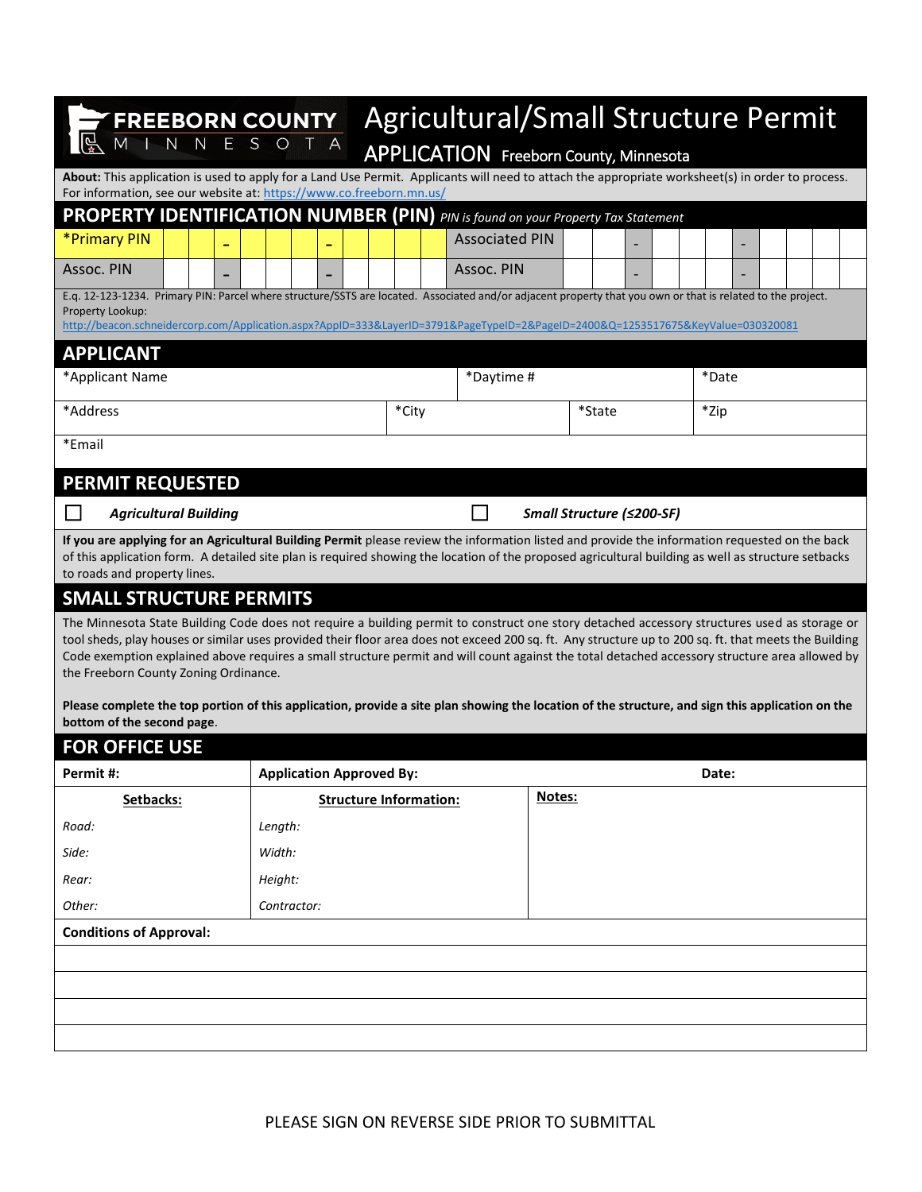# FREEBORN COUNTY MINNESOTA

# Agricultural/Small Structure Permit APPLICATION Freeborn County, Minnesota

**About:** This application is used to apply for a Land Use Permit. Applicants will need to attach the appropriate worksheet(s) in order to process. For information, see our website at: https://www.co.freeborn.mn.us/

## PROPERTY IDENTIFICATION NUMBER (PIN) *PIN is found on your Property Tax Statement*

| *Primary PIN | _ _ - _ _ _ - _ _ _ _ | Associated PIN | _ _ - _ _ _ - _ _ _ _ |
|---|---|---|---|
| Assoc. PIN | _ _ - _ _ _ - _ _ _ _ | Assoc. PIN | _ _ - _ _ _ - _ _ _ _ |

E.q. 12-123-1234. Primary PIN: Parcel where structure/SSTS are located. Associated and/or adjacent property that you own or that is related to the project.
Property Lookup:
http://beacon.schneidercorp.com/Application.aspx?AppID=333&LayerID=3791&PageTypeID=2&PageID=2400&Q=1253517675&KeyValue=030320081

## APPLICANT

| *Applicant Name | | *Daytime # | *Date |
|---|---|---|---|
| *Address | *City | *State | *Zip |
| *Email | | | |

## PERMIT REQUESTED

☐ ***Agricultural Building*** ☐ ***Small Structure (≤200-SF)***

**If you are applying for an Agricultural Building Permit** please review the information listed and provide the information requested on the back of this application form. A detailed site plan is required showing the location of the proposed agricultural building as well as structure setbacks to roads and property lines.

## SMALL STRUCTURE PERMITS

The Minnesota State Building Code does not require a building permit to construct one story detached accessory structures used as storage or tool sheds, play houses or similar uses provided their floor area does not exceed 200 sq. ft. Any structure up to 200 sq. ft. that meets the Building Code exemption explained above requires a small structure permit and will count against the total detached accessory structure area allowed by the Freeborn County Zoning Ordinance.

**Please complete the top portion of this application, provide a site plan showing the location of the structure, and sign this application on the bottom of the second page.**

## FOR OFFICE USE

| **Permit #:** | **Application Approved By:** | **Date:** |
|---|---|---|
| **Setbacks:** | **Structure Information:** | **Notes:** |
| *Road:* | *Length:* | |
| *Side:* | *Width:* | |
| *Rear:* | *Height:* | |
| *Other:* | *Contractor:* | |

**Conditions of Approval:**

PLEASE SIGN ON REVERSE SIDE PRIOR TO SUBMITTAL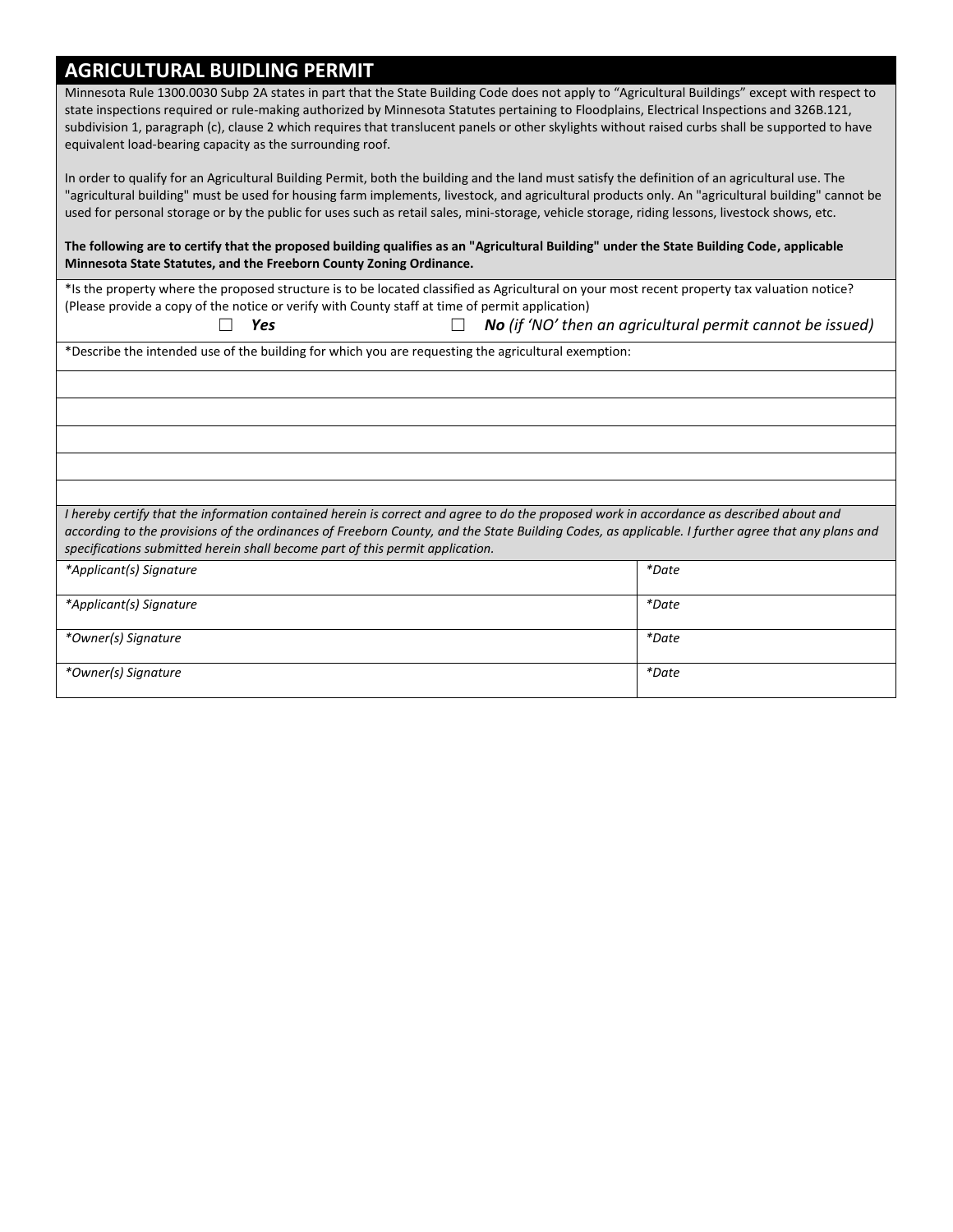## AGRICULTURAL BUIDLING PERMIT

Minnesota Rule 1300.0030 Subp 2A states in part that the State Building Code does not apply to "Agricultural Buildings" except with respect to state inspections required or rule-making authorized by Minnesota Statutes pertaining to Floodplains, Electrical Inspections and 326B.121, subdivision 1, paragraph (c), clause 2 which requires that translucent panels or other skylights without raised curbs shall be supported to have equivalent load-bearing capacity as the surrounding roof.

In order to qualify for an Agricultural Building Permit, both the building and the land must satisfy the definition of an agricultural use. The "agricultural building" must be used for housing farm implements, livestock, and agricultural products only. An "agricultural building" cannot be used for personal storage or by the public for uses such as retail sales, mini-storage, vehicle storage, riding lessons, livestock shows, etc.

**The following are to certify that the proposed building qualifies as an "Agricultural Building" under the State Building Code, applicable Minnesota State Statutes, and the Freeborn County Zoning Ordinance.**

*Is the property where the proposed structure is to be located classified as Agricultural on your most recent property tax valuation notice? (Please provide a copy of the notice or verify with County staff at time of permit application)

☐ ***Yes*** ☐ ***No*** *(if 'NO' then an agricultural permit cannot be issued)*

*Describe the intended use of the building for which you are requesting the agricultural exemption:

*I hereby certify that the information contained herein is correct and agree to do the proposed work in accordance as described about and according to the provisions of the ordinances of Freeborn County, and the State Building Codes, as applicable. I further agree that any plans and specifications submitted herein shall become part of this permit application.*

| | |
|---|---|
| **Applicant(s) Signature* | **Date* |
| **Applicant(s) Signature* | **Date* |
| **Owner(s) Signature* | **Date* |
| **Owner(s) Signature* | **Date* |